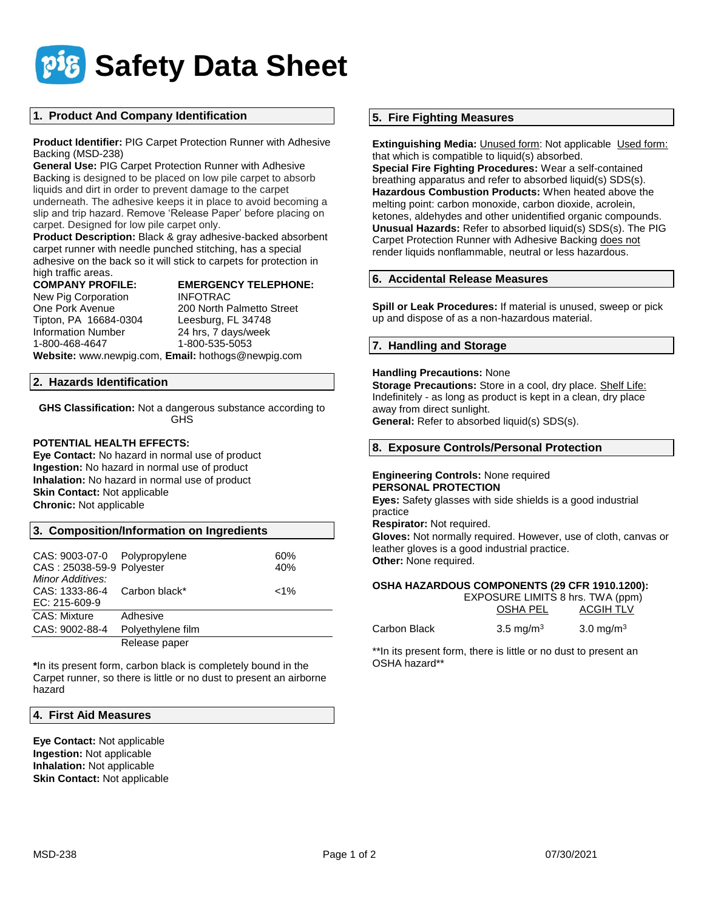# Safety Data Sheet

## 1. Product And Company Identification

**Product Identifier:** PIG Carpet Protection Runner with Adhesive Backing (MSD-238)
**General Use:** PIG Carpet Protection Runner with Adhesive Backing is designed to be placed on low pile carpet to absorb liquids and dirt in order to prevent damage to the carpet underneath. The adhesive keeps it in place to avoid becoming a slip and trip hazard. Remove 'Release Paper' before placing on carpet. Designed for low pile carpet only.
**Product Description:** Black & gray adhesive-backed absorbent carpet runner with needle punched stitching, has a special adhesive on the back so it will stick to carpets for protection in high traffic areas.

| COMPANY PROFILE: | EMERGENCY TELEPHONE: |
|---|---|
| New Pig Corporation | INFOTRAC |
| One Pork Avenue | 200 North Palmetto Street |
| Tipton, PA 16684-0304 | Leesburg, FL 34748 |
| Information Number | 24 hrs, 7 days/week |
| 1-800-468-4647 | 1-800-535-5053 |

**Website:** www.newpig.com, **Email:** hothogs@newpig.com

## 2. Hazards Identification

**GHS Classification:** Not a dangerous substance according to GHS

**POTENTIAL HEALTH EFFECTS:**
**Eye Contact:** No hazard in normal use of product
**Ingestion:** No hazard in normal use of product
**Inhalation:** No hazard in normal use of product
**Skin Contact:** Not applicable
**Chronic:** Not applicable

## 3. Composition/Information on Ingredients

| CAS | Ingredient | % |
|---|---|---|
| CAS: 9003-07-0 | Polypropylene | 60% |
| CAS : 25038-59-9 | Polyester | 40% |
| *Minor Additives:* | | |
| CAS: 1333-86-4<br>EC: 215-609-9 | Carbon black* | <1% |
| CAS: Mixture | Adhesive | |
| CAS: 9002-88-4 | Polyethylene film | |
| | Release paper | |

***In its present form, carbon black is completely bound in the Carpet runner, so there is little or no dust to present an airborne hazard**

## 4. First Aid Measures

**Eye Contact:** Not applicable
**Ingestion:** Not applicable
**Inhalation:** Not applicable
**Skin Contact:** Not applicable

## 5. Fire Fighting Measures

**Extinguishing Media:** Unused form: Not applicable Used form: that which is compatible to liquid(s) absorbed.
**Special Fire Fighting Procedures:** Wear a self-contained breathing apparatus and refer to absorbed liquid(s) SDS(s).
**Hazardous Combustion Products:** When heated above the melting point: carbon monoxide, carbon dioxide, acrolein, ketones, aldehydes and other unidentified organic compounds.
**Unusual Hazards:** Refer to absorbed liquid(s) SDS(s). The PIG Carpet Protection Runner with Adhesive Backing does not render liquids nonflammable, neutral or less hazardous.

## 6. Accidental Release Measures

**Spill or Leak Procedures:** If material is unused, sweep or pick up and dispose of as a non-hazardous material.

## 7. Handling and Storage

**Handling Precautions:** None
**Storage Precautions:** Store in a cool, dry place. Shelf Life: Indefinitely - as long as product is kept in a clean, dry place away from direct sunlight.
**General:** Refer to absorbed liquid(s) SDS(s).

## 8. Exposure Controls/Personal Protection

**Engineering Controls:** None required
**PERSONAL PROTECTION**
**Eyes:** Safety glasses with side shields is a good industrial practice
**Respirator:** Not required.
**Gloves:** Not normally required. However, use of cloth, canvas or leather gloves is a good industrial practice.
**Other:** None required.

**OSHA HAZARDOUS COMPONENTS (29 CFR 1910.1200):**

| | EXPOSURE LIMITS 8 hrs. TWA (ppm) | |
|---|---|---|
| | OSHA PEL | ACGIH TLV |
| Carbon Black | 3.5 mg/m$^3$ | 3.0 mg/m$^3$ |

**In its present form, there is little or no dust to present an OSHA hazard**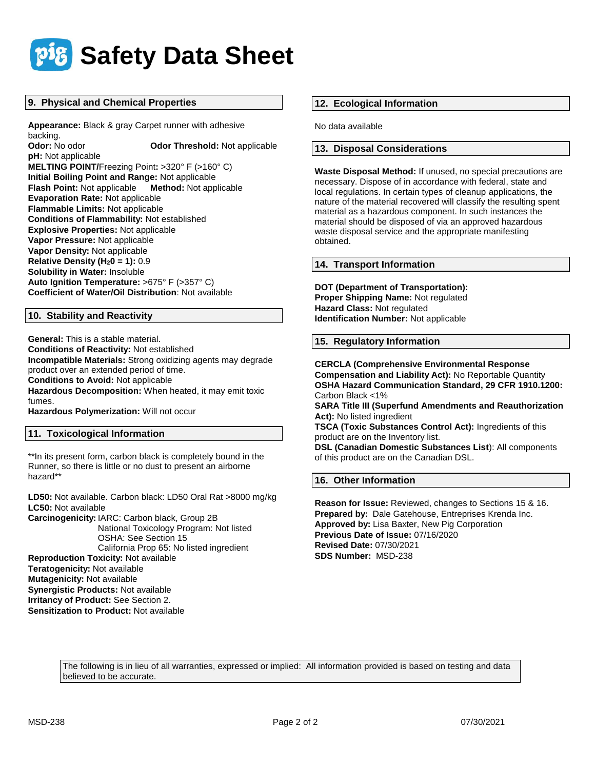# Safety Data Sheet

## 9. Physical and Chemical Properties

**Appearance:** Black & gray Carpet runner with adhesive backing.
**Odor:** No odor **Odor Threshold:** Not applicable
**pH:** Not applicable
**MELTING POINT/**Freezing Point**:** >320° F (>160° C)
**Initial Boiling Point and Range:** Not applicable
**Flash Point:** Not applicable **Method:** Not applicable
**Evaporation Rate:** Not applicable
**Flammable Limits:** Not applicable
**Conditions of Flammability:** Not established
**Explosive Properties:** Not applicable
**Vapor Pressure:** Not applicable
**Vapor Density:** Not applicable
**Relative Density ($H_20$ = 1):** 0.9
**Solubility in Water:** Insoluble
**Auto Ignition Temperature:** >675° F (>357° C)
**Coefficient of Water/Oil Distribution**: Not available

## 10. Stability and Reactivity

**General:** This is a stable material.
**Conditions of Reactivity:** Not established
**Incompatible Materials:** Strong oxidizing agents may degrade product over an extended period of time.
**Conditions to Avoid:** Not applicable
**Hazardous Decomposition:** When heated, it may emit toxic fumes.
**Hazardous Polymerization:** Will not occur

## 11. Toxicological Information

**In its present form, carbon black is completely bound in the Runner, so there is little or no dust to present an airborne hazard**

**LD50:** Not available. Carbon black: LD50 Oral Rat >8000 mg/kg
**LC50:** Not available
**Carcinogenicity:** IARC: Carbon black, Group 2B
National Toxicology Program: Not listed
OSHA: See Section 15
California Prop 65: No listed ingredient
**Reproduction Toxicity:** Not available
**Teratogenicity:** Not available
**Mutagenicity:** Not available
**Synergistic Products:** Not available
**Irritancy of Product:** See Section 2.
**Sensitization to Product:** Not available

## 12. Ecological Information

No data available

## 13. Disposal Considerations

**Waste Disposal Method:** If unused, no special precautions are necessary. Dispose of in accordance with federal, state and local regulations. In certain types of cleanup applications, the nature of the material recovered will classify the resulting spent material as a hazardous component. In such instances the material should be disposed of via an approved hazardous waste disposal service and the appropriate manifesting obtained.

## 14. Transport Information

**DOT (Department of Transportation):**
**Proper Shipping Name:** Not regulated
**Hazard Class:** Not regulated
**Identification Number:** Not applicable

## 15. Regulatory Information

**CERCLA (Comprehensive Environmental Response Compensation and Liability Act):** No Reportable Quantity
**OSHA Hazard Communication Standard, 29 CFR 1910.1200:** Carbon Black <1%
**SARA Title III (Superfund Amendments and Reauthorization Act):** No listed ingredient
**TSCA (Toxic Substances Control Act):** Ingredients of this product are on the Inventory list.
**DSL (Canadian Domestic Substances List**): All components of this product are on the Canadian DSL.

## 16. Other Information

**Reason for Issue:** Reviewed, changes to Sections 15 & 16.
**Prepared by:** Dale Gatehouse, Entreprises Krenda Inc.
**Approved by:** Lisa Baxter, New Pig Corporation
**Previous Date of Issue:** 07/16/2020
**Revised Date:** 07/30/2021
**SDS Number:** MSD-238

The following is in lieu of all warranties, expressed or implied: All information provided is based on testing and data believed to be accurate.